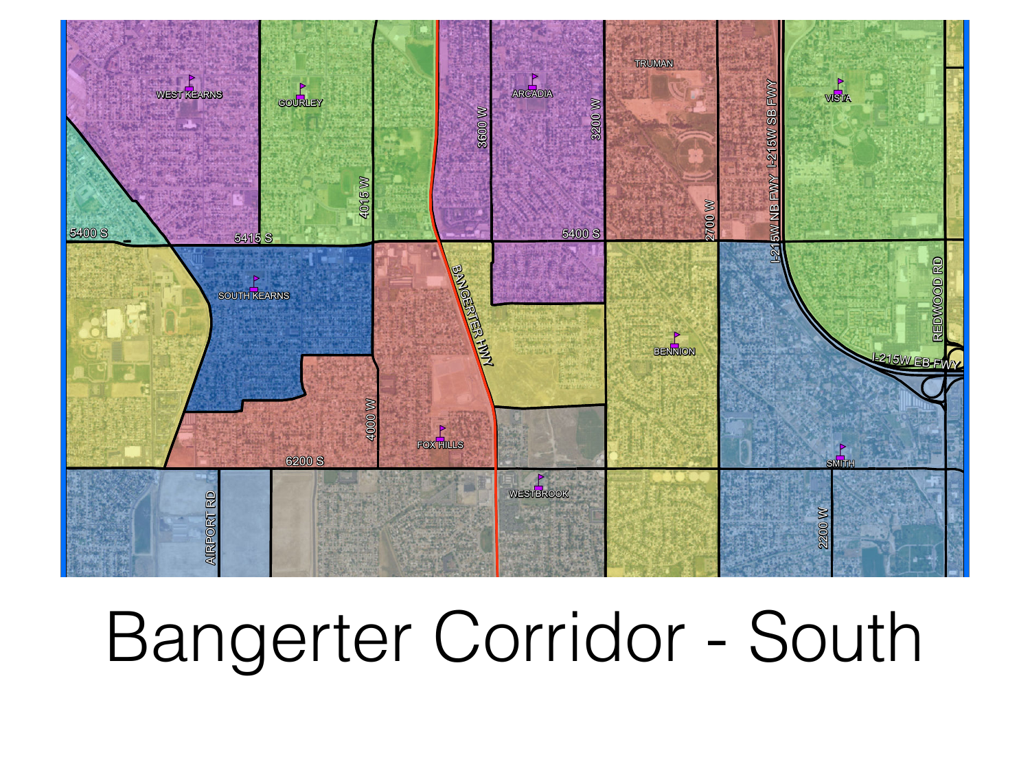# Bangerter Corridor - South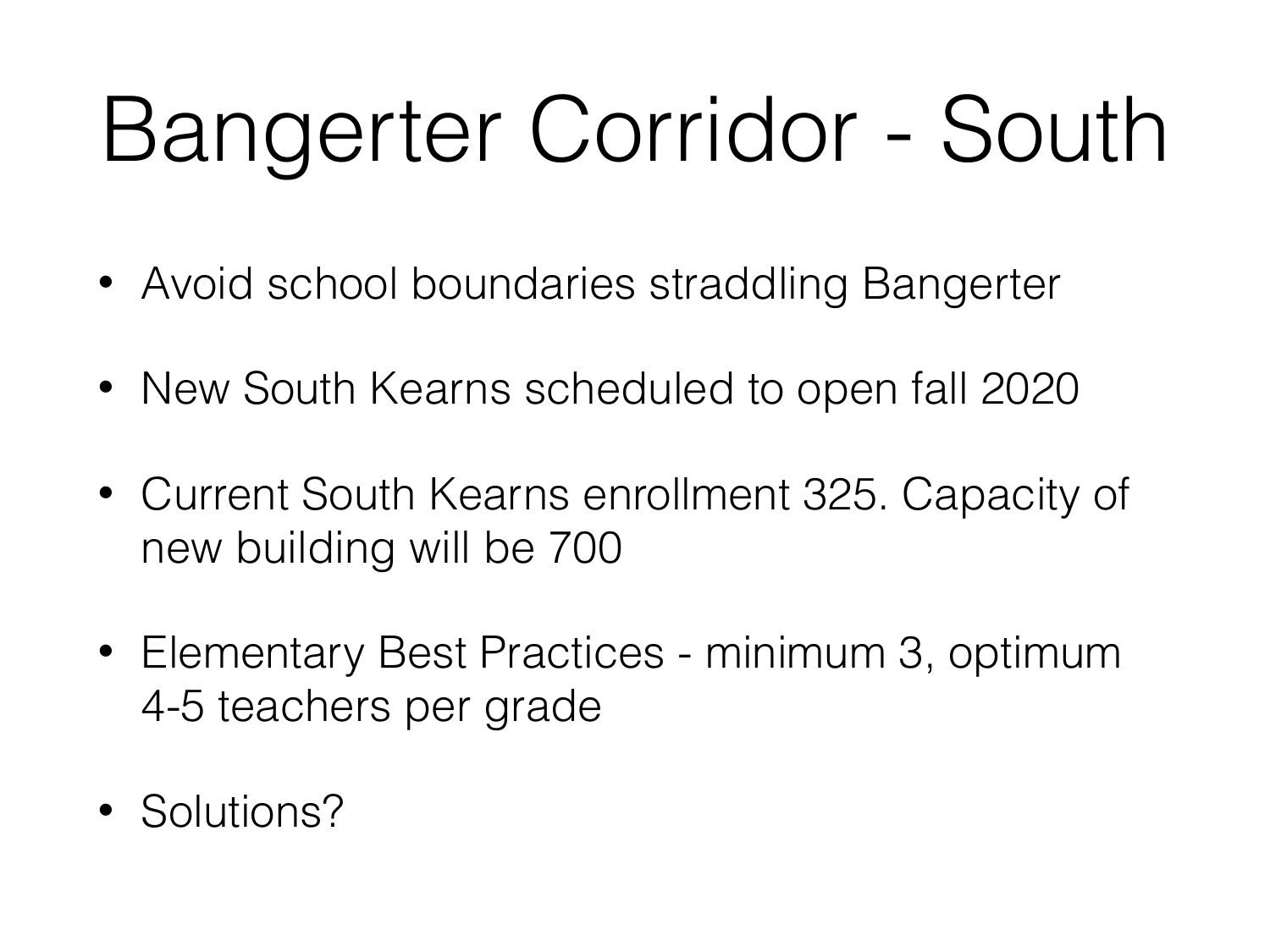# Bangerter Corridor - South

- Avoid school boundaries straddling Bangerter
- New South Kearns scheduled to open fall 2020
- Current South Kearns enrollment 325. Capacity of new building will be 700
- Elementary Best Practices - minimum 3, optimum 4-5 teachers per grade
- Solutions?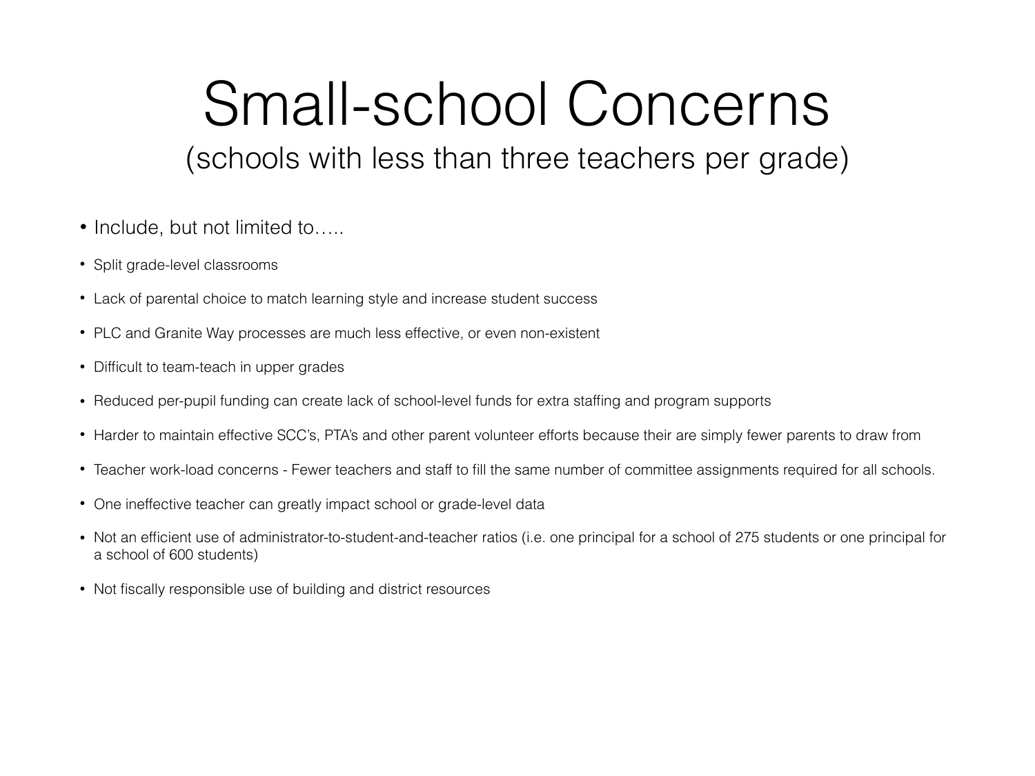# Small-school Concerns

## (schools with less than three teachers per grade)

- Include, but not limited to…..
- Split grade-level classrooms
- Lack of parental choice to match learning style and increase student success
- PLC and Granite Way processes are much less effective, or even non-existent
- Difficult to team-teach in upper grades
- Reduced per-pupil funding can create lack of school-level funds for extra staffing and program supports
- Harder to maintain effective SCC's, PTA's and other parent volunteer efforts because their are simply fewer parents to draw from
- Teacher work-load concerns - Fewer teachers and staff to fill the same number of committee assignments required for all schools.
- One ineffective teacher can greatly impact school or grade-level data
- Not an efficient use of administrator-to-student-and-teacher ratios (i.e. one principal for a school of 275 students or one principal for a school of 600 students)
- Not fiscally responsible use of building and district resources